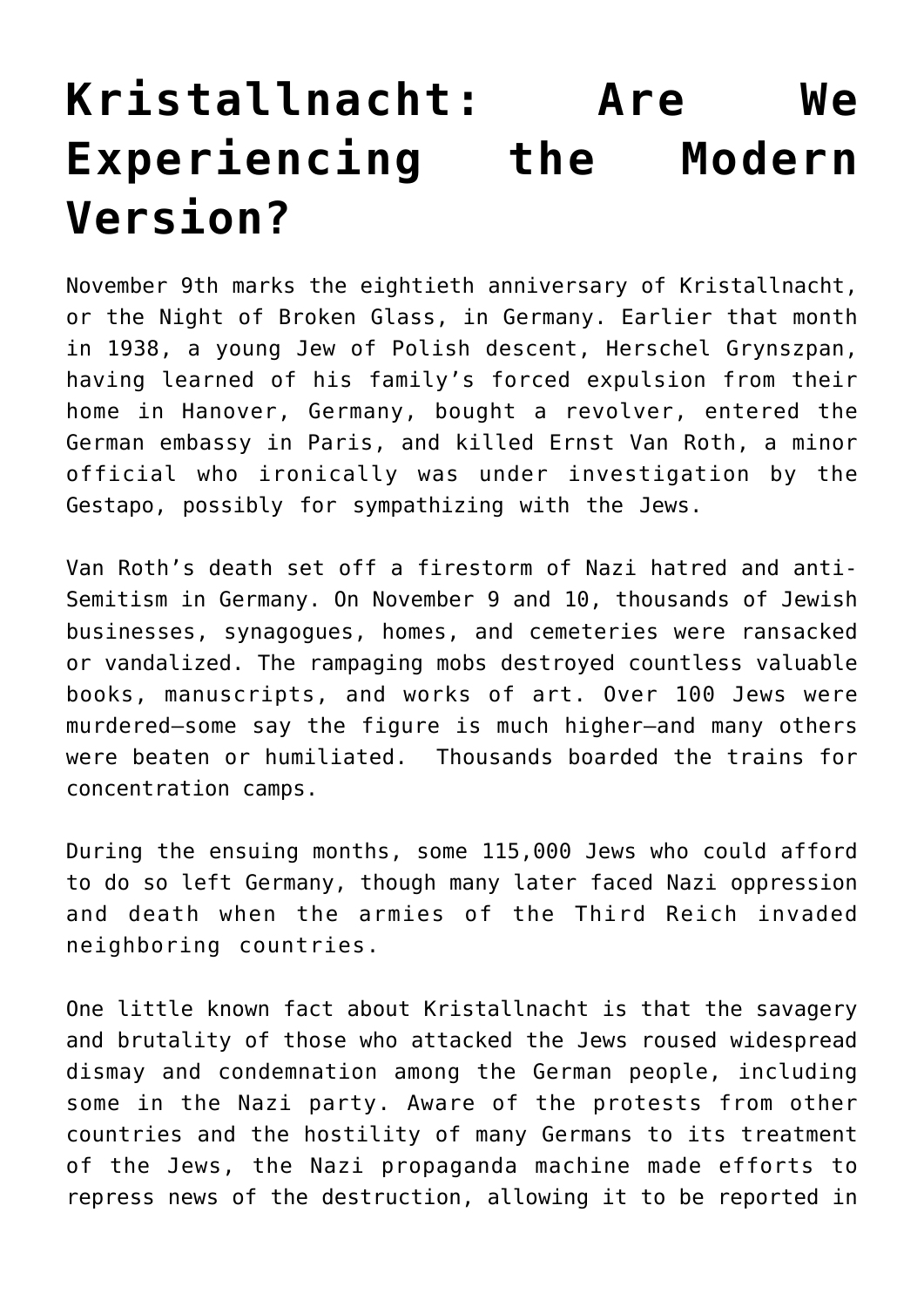# Kristallnacht: Are We Experiencing the Modern Version?

November 9th marks the eightieth anniversary of Kristallnacht, or the Night of Broken Glass, in Germany. Earlier that month in 1938, a young Jew of Polish descent, Herschel Grynszpan, having learned of his family's forced expulsion from their home in Hanover, Germany, bought a revolver, entered the German embassy in Paris, and killed Ernst Van Roth, a minor official who ironically was under investigation by the Gestapo, possibly for sympathizing with the Jews.

Van Roth's death set off a firestorm of Nazi hatred and anti-Semitism in Germany. On November 9 and 10, thousands of Jewish businesses, synagogues, homes, and cemeteries were ransacked or vandalized. The rampaging mobs destroyed countless valuable books, manuscripts, and works of art. Over 100 Jews were murdered—some say the figure is much higher—and many others were beaten or humiliated. Thousands boarded the trains for concentration camps.

During the ensuing months, some 115,000 Jews who could afford to do so left Germany, though many later faced Nazi oppression and death when the armies of the Third Reich invaded neighboring countries.

One little known fact about Kristallnacht is that the savagery and brutality of those who attacked the Jews roused widespread dismay and condemnation among the German people, including some in the Nazi party. Aware of the protests from other countries and the hostility of many Germans to its treatment of the Jews, the Nazi propaganda machine made efforts to repress news of the destruction, allowing it to be reported in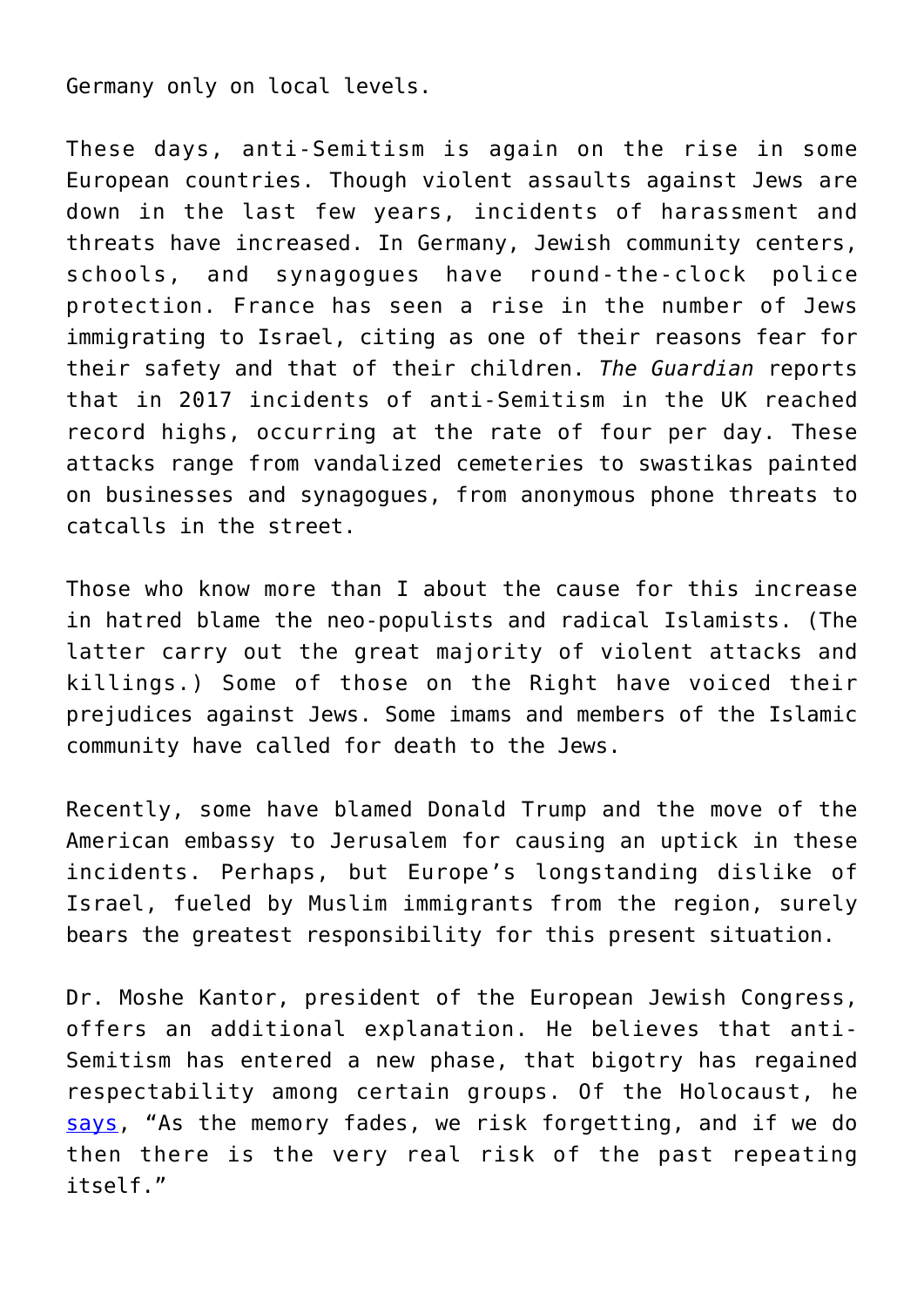Germany only on local levels.

These days, anti-Semitism is again on the rise in some European countries. Though violent assaults against Jews are down in the last few years, incidents of harassment and threats have increased. In Germany, Jewish community centers, schools, and synagogues have round-the-clock police protection. France has seen a rise in the number of Jews immigrating to Israel, citing as one of their reasons fear for their safety and that of their children. *The Guardian* reports that in 2017 incidents of anti-Semitism in the UK reached record highs, occurring at the rate of four per day. These attacks range from vandalized cemeteries to swastikas painted on businesses and synagogues, from anonymous phone threats to catcalls in the street.

Those who know more than I about the cause for this increase in hatred blame the neo-populists and radical Islamists. (The latter carry out the great majority of violent attacks and killings.) Some of those on the Right have voiced their prejudices against Jews. Some imams and members of the Islamic community have called for death to the Jews.

Recently, some have blamed Donald Trump and the move of the American embassy to Jerusalem for causing an uptick in these incidents. Perhaps, but Europe's longstanding dislike of Israel, fueled by Muslim immigrants from the region, surely bears the greatest responsibility for this present situation.

Dr. Moshe Kantor, president of the European Jewish Congress, offers an additional explanation. He believes that anti-Semitism has entered a new phase, that bigotry has regained respectability among certain groups. Of the Holocaust, he says, "As the memory fades, we risk forgetting, and if we do then there is the very real risk of the past repeating itself."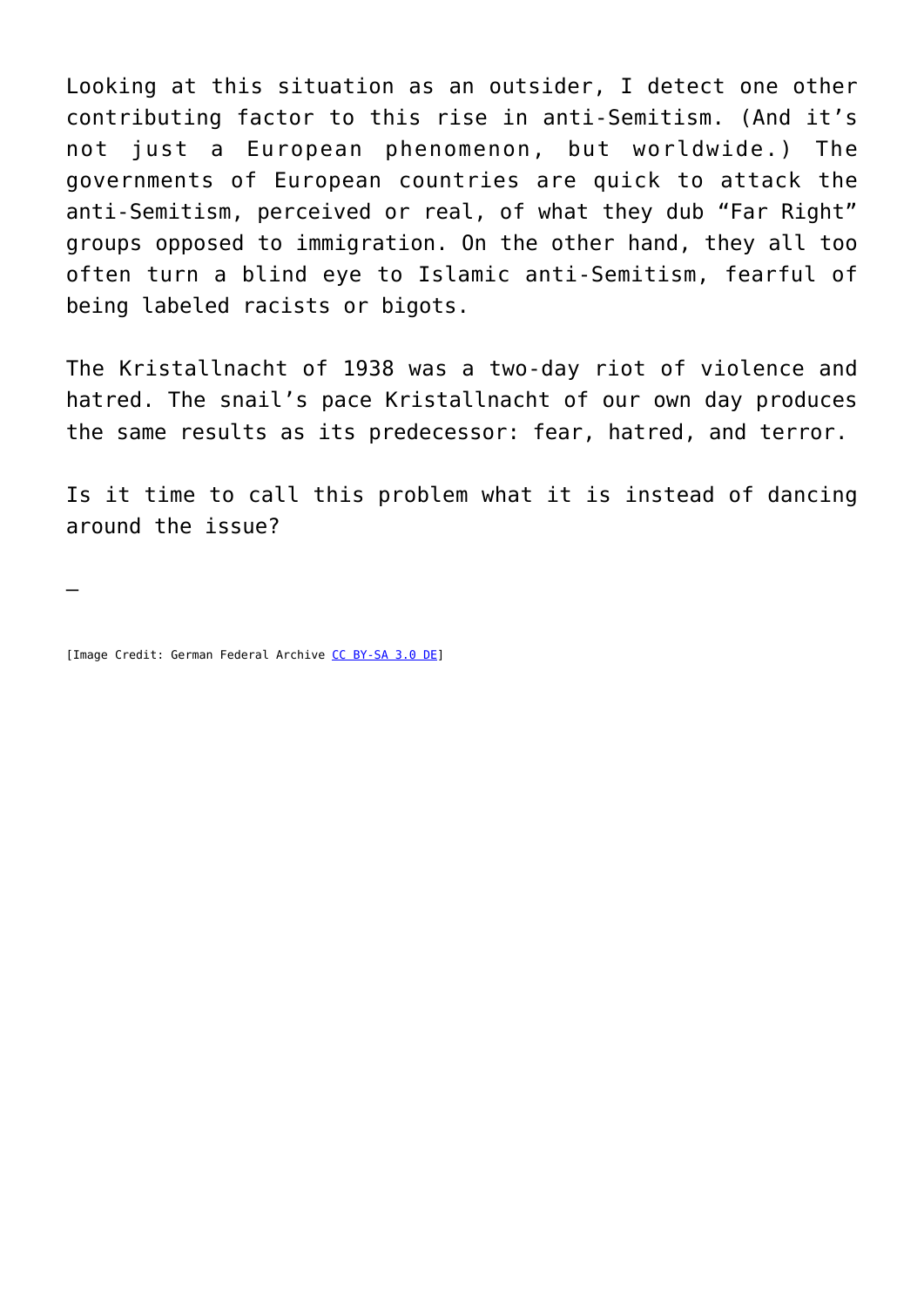Looking at this situation as an outsider, I detect one other contributing factor to this rise in anti-Semitism. (And it's not just a European phenomenon, but worldwide.) The governments of European countries are quick to attack the anti-Semitism, perceived or real, of what they dub "Far Right" groups opposed to immigration. On the other hand, they all too often turn a blind eye to Islamic anti-Semitism, fearful of being labeled racists or bigots.

The Kristallnacht of 1938 was a two-day riot of violence and hatred. The snail's pace Kristallnacht of our own day produces the same results as its predecessor: fear, hatred, and terror.

Is it time to call this problem what it is instead of dancing around the issue?

—

[Image Credit: German Federal Archive CC BY-SA 3.0 DE]